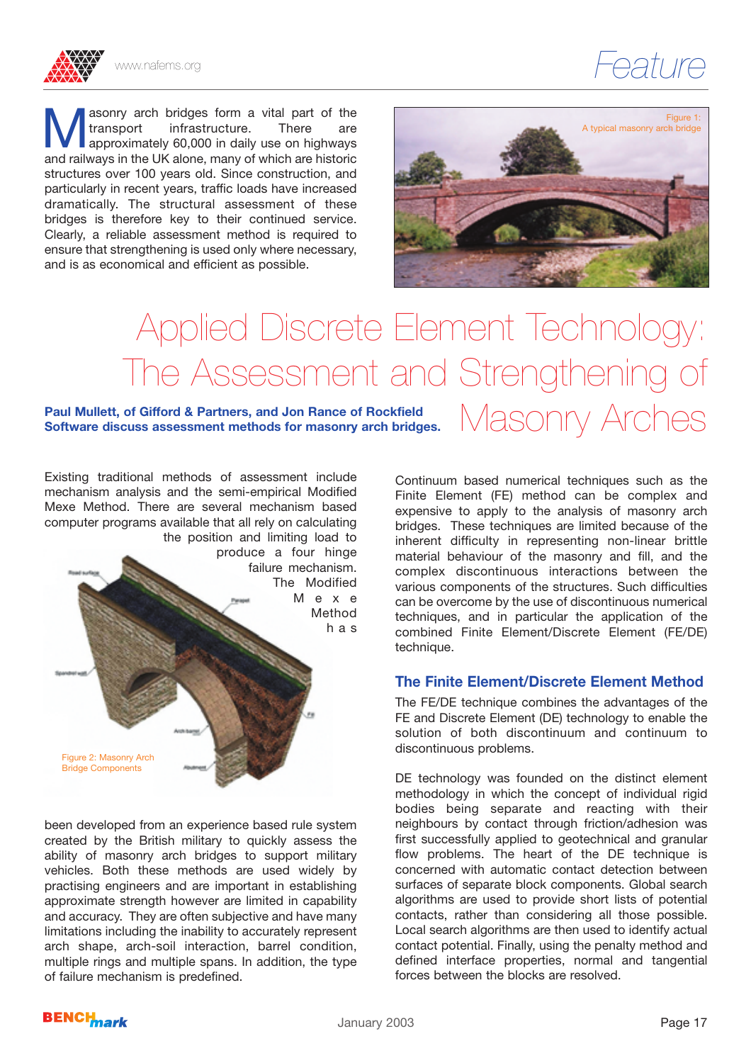# Applied Discrete Element Technology: The Assessment and Strengthening of Masonry Arches

**Paul Mullett, of Gifford & Partners, and Jon Rance of Rockfield Software discuss assessment methods for masonry arch bridges.**

Masonry arch bridges form a vital part of the transport infrastructure. There are approximately 60,000 in daily use on highways and railways in the UK alone, many of which are historic structures over 100 years old. Since construction, and particularly in recent years, traffic loads have increased dramatically. The structural assessment of these bridges is therefore key to their continued service. Clearly, a reliable assessment method is required to ensure that strengthening is used only where necessary, and is as economical and efficient as possible.

Figure 1: A typical masonry arch bridge

Existing traditional methods of assessment include mechanism analysis and the semi-empirical Modified Mexe Method. There are several mechanism based computer programs available that all rely on calculating the position and limiting load to produce a four hinge failure mechanism. The Modified Mexe Method has been developed from an experience based rule system created by the British military to quickly assess the ability of masonry arch bridges to support military vehicles. Both these methods are used widely by practising engineers and are important in establishing approximate strength however are limited in capability and accuracy. They are often subjective and have many limitations including the inability to accurately represent arch shape, arch-soil interaction, barrel condition, multiple rings and multiple spans. In addition, the type of failure mechanism is predefined.

Figure 2: Masonry Arch Bridge Components

Continuum based numerical techniques such as the Finite Element (FE) method can be complex and expensive to apply to the analysis of masonry arch bridges. These techniques are limited because of the inherent difficulty in representing non-linear brittle material behaviour of the masonry and fill, and the complex discontinuous interactions between the various components of the structures. Such difficulties can be overcome by the use of discontinuous numerical techniques, and in particular the application of the combined Finite Element/Discrete Element (FE/DE) technique.

## The Finite Element/Discrete Element Method

The FE/DE technique combines the advantages of the FE and Discrete Element (DE) technology to enable the solution of both discontinuum and continuum to discontinuous problems.

DE technology was founded on the distinct element methodology in which the concept of individual rigid bodies being separate and reacting with their neighbours by contact through friction/adhesion was first successfully applied to geotechnical and granular flow problems. The heart of the DE technique is concerned with automatic contact detection between surfaces of separate block components. Global search algorithms are used to provide short lists of potential contacts, rather than considering all those possible. Local search algorithms are then used to identify actual contact potential. Finally, using the penalty method and defined interface properties, normal and tangential forces between the blocks are resolved.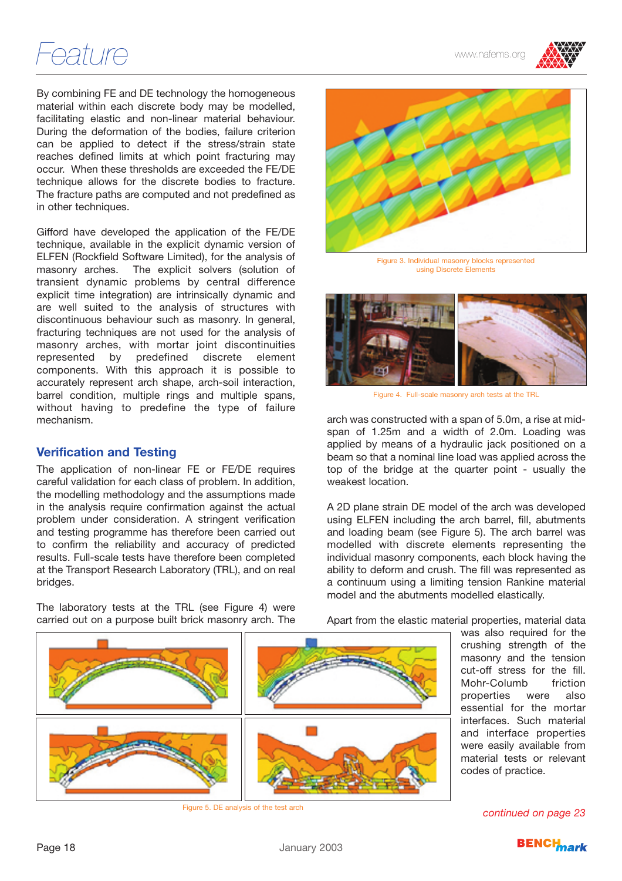By combining FE and DE technology the homogeneous material within each discrete body may be modelled, facilitating elastic and non-linear material behaviour. During the deformation of the bodies, failure criterion can be applied to detect if the stress/strain state reaches defined limits at which point fracturing may occur. When these thresholds are exceeded the FE/DE technique allows for the discrete bodies to fracture. The fracture paths are computed and not predefined as in other techniques.

Gifford have developed the application of the FE/DE technique, available in the explicit dynamic version of ELFEN (Rockfield Software Limited), for the analysis of masonry arches. The explicit solvers (solution of transient dynamic problems by central difference explicit time integration) are intrinsically dynamic and are well suited to the analysis of structures with discontinuous behaviour such as masonry. In general, fracturing techniques are not used for the analysis of masonry arches, with mortar joint discontinuities represented by predefined discrete element components. With this approach it is possible to accurately represent arch shape, arch-soil interaction, barrel condition, multiple rings and multiple spans, without having to predefine the type of failure mechanism.

Figure 3. Individual masonry blocks represented using Discrete Elements

Figure 4. Full-scale masonry arch tests at the TRL

## Verification and Testing

The application of non-linear FE or FE/DE requires careful validation for each class of problem. In addition, the modelling methodology and the assumptions made in the analysis require confirmation against the actual problem under consideration. A stringent verification and testing programme has therefore been carried out to confirm the reliability and accuracy of predicted results. Full-scale tests have therefore been completed at the Transport Research Laboratory (TRL), and on real bridges.

The laboratory tests at the TRL (see Figure 4) were carried out on a purpose built brick masonry arch. The arch was constructed with a span of 5.0m, a rise at mid-span of 1.25m and a width of 2.0m. Loading was applied by means of a hydraulic jack positioned on a beam so that a nominal line load was applied across the top of the bridge at the quarter point - usually the weakest location.

A 2D plane strain DE model of the arch was developed using ELFEN including the arch barrel, fill, abutments and loading beam (see Figure 5). The arch barrel was modelled with discrete elements representing the individual masonry components, each block having the ability to deform and crush. The fill was represented as a continuum using a limiting tension Rankine material model and the abutments modelled elastically.

Apart from the elastic material properties, material data was also required for the crushing strength of the masonry and the tension cut-off stress for the fill. Mohr-Columb friction properties were also essential for the mortar interfaces. Such material and interface properties were easily available from material tests or relevant codes of practice.

Figure 5. DE analysis of the test arch

*continued on page 23*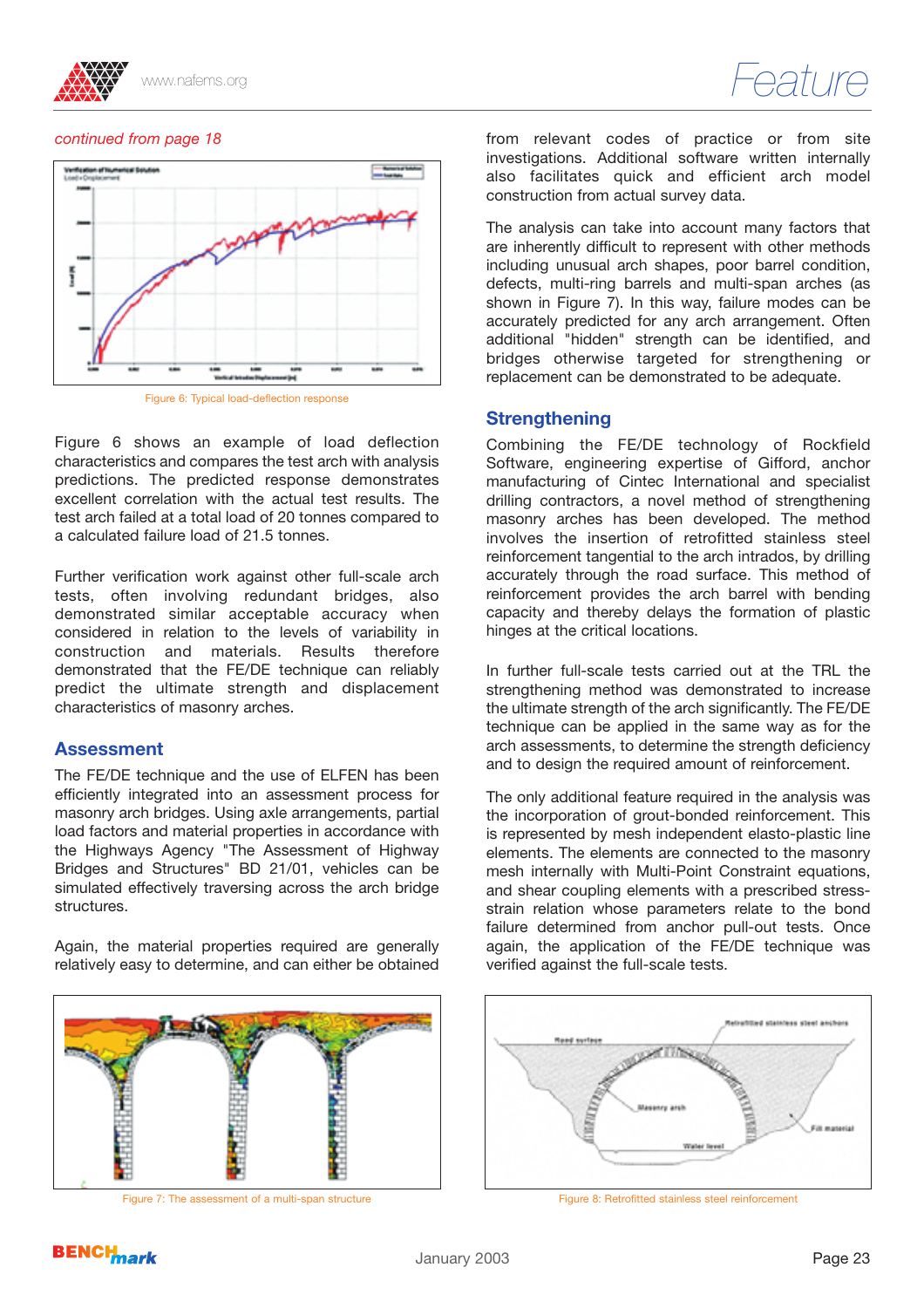*continued from page 18*

Figure 6: Typical load-deflection response

Figure 6 shows an example of load deflection characteristics and compares the test arch with analysis predictions. The predicted response demonstrates excellent correlation with the actual test results. The test arch failed at a total load of 20 tonnes compared to a calculated failure load of 21.5 tonnes.

Further verification work against other full-scale arch tests, often involving redundant bridges, also demonstrated similar acceptable accuracy when considered in relation to the levels of variability in construction and materials. Results therefore demonstrated that the FE/DE technique can reliably predict the ultimate strength and displacement characteristics of masonry arches.

## Assessment

The FE/DE technique and the use of ELFEN has been efficiently integrated into an assessment process for masonry arch bridges. Using axle arrangements, partial load factors and material properties in accordance with the Highways Agency "The Assessment of Highway Bridges and Structures" BD 21/01, vehicles can be simulated effectively traversing across the arch bridge structures.

Again, the material properties required are generally relatively easy to determine, and can either be obtained from relevant codes of practice or from site investigations. Additional software written internally also facilitates quick and efficient arch model construction from actual survey data.

The analysis can take into account many factors that are inherently difficult to represent with other methods including unusual arch shapes, poor barrel condition, defects, multi-ring barrels and multi-span arches (as shown in Figure 7). In this way, failure modes can be accurately predicted for any arch arrangement. Often additional "hidden" strength can be identified, and bridges otherwise targeted for strengthening or replacement can be demonstrated to be adequate.

Figure 7: The assessment of a multi-span structure

## Strengthening

Combining the FE/DE technology of Rockfield Software, engineering expertise of Gifford, anchor manufacturing of Cintec International and specialist drilling contractors, a novel method of strengthening masonry arches has been developed. The method involves the insertion of retrofitted stainless steel reinforcement tangential to the arch intrados, by drilling accurately through the road surface. This method of reinforcement provides the arch barrel with bending capacity and thereby delays the formation of plastic hinges at the critical locations.

In further full-scale tests carried out at the TRL the strengthening method was demonstrated to increase the ultimate strength of the arch significantly. The FE/DE technique can be applied in the same way as for the arch assessments, to determine the strength deficiency and to design the required amount of reinforcement.

The only additional feature required in the analysis was the incorporation of grout-bonded reinforcement. This is represented by mesh independent elasto-plastic line elements. The elements are connected to the masonry mesh internally with Multi-Point Constraint equations, and shear coupling elements with a prescribed stress-strain relation whose parameters relate to the bond failure determined from anchor pull-out tests. Once again, the application of the FE/DE technique was verified against the full-scale tests.

Figure 8: Retrofitted stainless steel reinforcement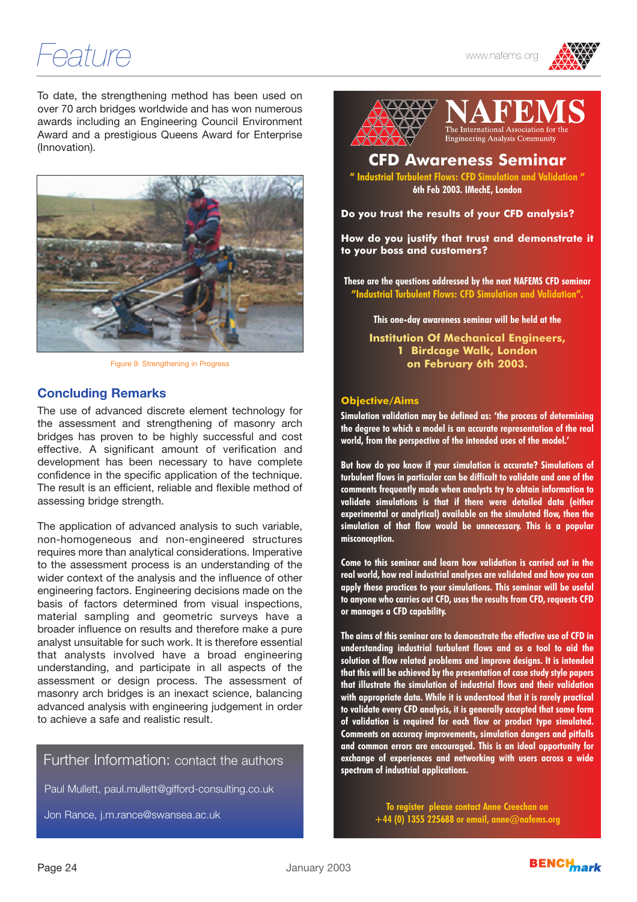To date, the strengthening method has been used on over 70 arch bridges worldwide and has won numerous awards including an Engineering Council Environment Award and a prestigious Queens Award for Enterprise (Innovation).

Figure 9: Strengthening in Progress

## Concluding Remarks

The use of advanced discrete element technology for the assessment and strengthening of masonry arch bridges has proven to be highly successful and cost effective. A significant amount of verification and development has been necessary to have complete confidence in the specific application of the technique. The result is an efficient, reliable and flexible method of assessing bridge strength.

The application of advanced analysis to such variable, non-homogeneous and non-engineered structures requires more than analytical considerations. Imperative to the assessment process is an understanding of the wider context of the analysis and the influence of other engineering factors. Engineering decisions made on the basis of factors determined from visual inspections, material sampling and geometric surveys have a broader influence on results and therefore make a pure analyst unsuitable for such work. It is therefore essential that analysts involved have a broad engineering understanding, and participate in all aspects of the assessment or design process. The assessment of masonry arch bridges is an inexact science, balancing advanced analysis with engineering judgement in order to achieve a safe and realistic result.

### Further Information: contact the authors

Paul Mullett, paul.mullett@gifford-consulting.co.uk

Jon Rance, j.m.rance@swansea.ac.uk

---

**NAFEMS**
The International Association for the Engineering Analysis Community

## CFD Awareness Seminar

**" Industrial Turbulent Flows: CFD Simulation and Validation "**
**6th Feb 2003. IMechE, London**

**Do you trust the results of your CFD analysis?**

**How do you justify that trust and demonstrate it to your boss and customers?**

These are the questions addressed by the next NAFEMS CFD seminar "Industrial Turbulent Flows: CFD Simulation and Validation".

This one-day awareness seminar will be held at the

**Institution Of Mechanical Engineers, 1 Birdcage Walk, London on February 6th 2003.**

### Objective/Aims

Simulation validation may be defined as: 'the process of determining the degree to which a model is an accurate representation of the real world, from the perspective of the intended uses of the model.'

But how do you know if your simulation is accurate? Simulations of turbulent flows in particular can be difficult to validate and one of the comments frequently made when analysts try to obtain information to validate simulations is that if there were detailed data (either experimental or analytical) available on the simulated flow, then the simulation of that flow would be unnecessary. This is a popular misconception.

Come to this seminar and learn how validation is carried out in the real world, how real industrial analyses are validated and how you can apply these practices to your simulations. This seminar will be useful to anyone who carries out CFD, uses the results from CFD, requests CFD or manages a CFD capability.

The aims of this seminar are to demonstrate the effective use of CFD in understanding industrial turbulent flows and as a tool to aid the solution of flow related problems and improve designs. It is intended that this will be achieved by the presentation of case study style papers that illustrate the simulation of industrial flows and their validation with appropriate data. While it is understood that it is rarely practical to validate every CFD analysis, it is generally accepted that some form of validation is required for each flow or product type simulated. Comments on accuracy improvements, simulation dangers and pitfalls and common errors are encouraged. This is an ideal opportunity for exchange of experiences and networking with users across a wide spectrum of industrial applications.

To register please contact Anne Creechan on +44 (0) 1355 225688 or email, anne@nafems.org